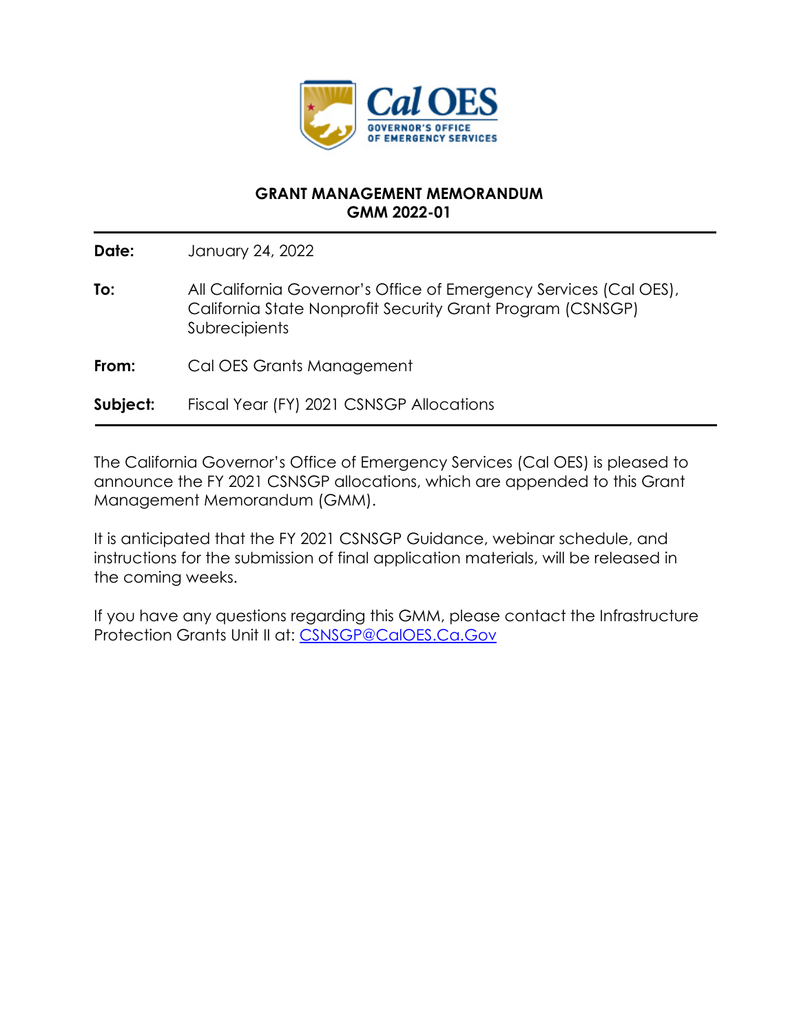Cal OES

GOVERNOR'S OFFICE OF EMERGENCY SERVICES

# GRANT MANAGEMENT MEMORANDUM
## GMM 2022-01

**Date:** January 24, 2022

**To:** All California Governor's Office of Emergency Services (Cal OES), California State Nonprofit Security Grant Program (CSNSGP) Subrecipients

**From:** Cal OES Grants Management

**Subject:** Fiscal Year (FY) 2021 CSNSGP Allocations

---

The California Governor's Office of Emergency Services (Cal OES) is pleased to announce the FY 2021 CSNSGP allocations, which are appended to this Grant Management Memorandum (GMM).

It is anticipated that the FY 2021 CSNSGP Guidance, webinar schedule, and instructions for the submission of final application materials, will be released in the coming weeks.

If you have any questions regarding this GMM, please contact the Infrastructure Protection Grants Unit II at: CSNSGP@CalOES.Ca.Gov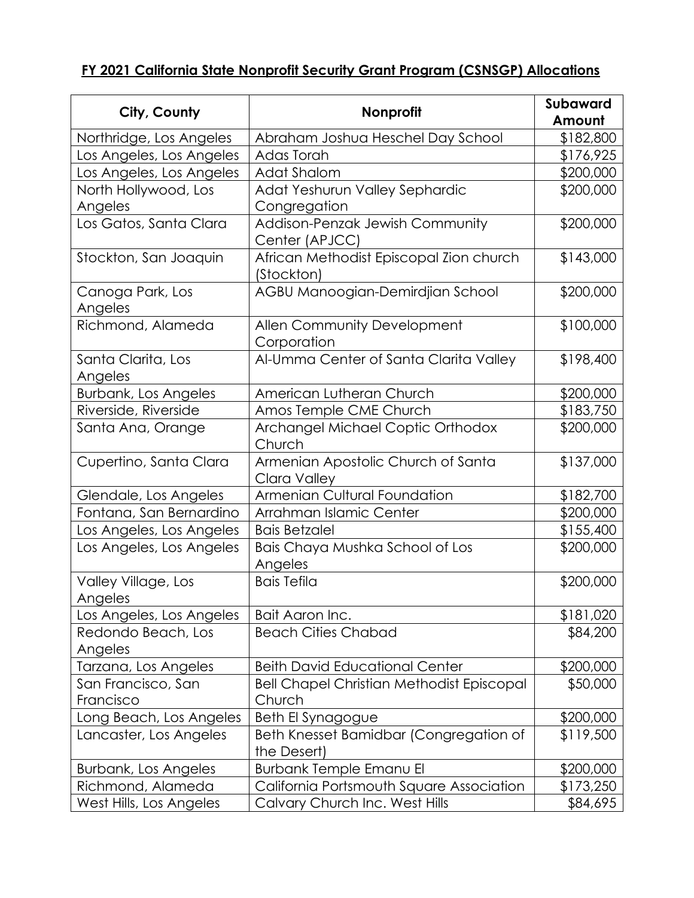**FY 2021 California State Nonprofit Security Grant Program (CSNSGP) Allocations**

| City, County | Nonprofit | Subaward Amount |
|---|---|---|
| Northridge, Los Angeles | Abraham Joshua Heschel Day School | $182,800 |
| Los Angeles, Los Angeles | Adas Torah | $176,925 |
| Los Angeles, Los Angeles | Adat Shalom | $200,000 |
| North Hollywood, Los Angeles | Adat Yeshurun Valley Sephardic Congregation | $200,000 |
| Los Gatos, Santa Clara | Addison-Penzak Jewish Community Center (APJCC) | $200,000 |
| Stockton, San Joaquin | African Methodist Episcopal Zion church (Stockton) | $143,000 |
| Canoga Park, Los Angeles | AGBU Manoogian-Demirdjian School | $200,000 |
| Richmond, Alameda | Allen Community Development Corporation | $100,000 |
| Santa Clarita, Los Angeles | Al-Umma Center of Santa Clarita Valley | $198,400 |
| Burbank, Los Angeles | American Lutheran Church | $200,000 |
| Riverside, Riverside | Amos Temple CME Church | $183,750 |
| Santa Ana, Orange | Archangel Michael Coptic Orthodox Church | $200,000 |
| Cupertino, Santa Clara | Armenian Apostolic Church of Santa Clara Valley | $137,000 |
| Glendale, Los Angeles | Armenian Cultural Foundation | $182,700 |
| Fontana, San Bernardino | Arrahman Islamic Center | $200,000 |
| Los Angeles, Los Angeles | Bais Betzalel | $155,400 |
| Los Angeles, Los Angeles | Bais Chaya Mushka School of Los Angeles | $200,000 |
| Valley Village, Los Angeles | Bais Tefila | $200,000 |
| Los Angeles, Los Angeles | Bait Aaron Inc. | $181,020 |
| Redondo Beach, Los Angeles | Beach Cities Chabad | $84,200 |
| Tarzana, Los Angeles | Beith David Educational Center | $200,000 |
| San Francisco, San Francisco | Bell Chapel Christian Methodist Episcopal Church | $50,000 |
| Long Beach, Los Angeles | Beth El Synagogue | $200,000 |
| Lancaster, Los Angeles | Beth Knesset Bamidbar (Congregation of the Desert) | $119,500 |
| Burbank, Los Angeles | Burbank Temple Emanu El | $200,000 |
| Richmond, Alameda | California Portsmouth Square Association | $173,250 |
| West Hills, Los Angeles | Calvary Church Inc. West Hills | $84,695 |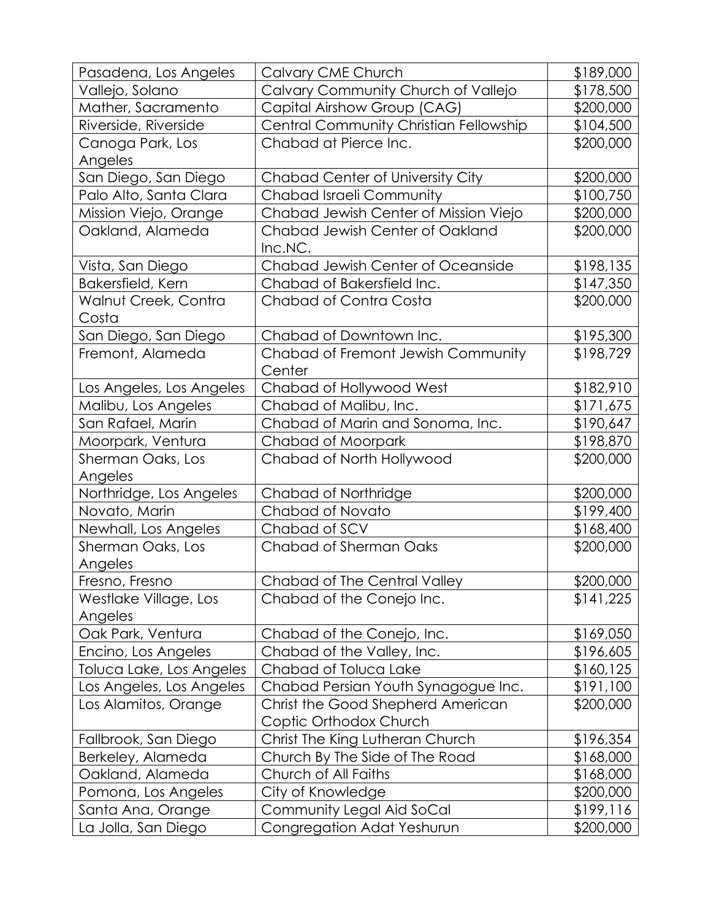| | | |
|---|---|---|
| Pasadena, Los Angeles | Calvary CME Church | $189,000 |
| Vallejo, Solano | Calvary Community Church of Vallejo | $178,500 |
| Mather, Sacramento | Capital Airshow Group (CAG) | $200,000 |
| Riverside, Riverside | Central Community Christian Fellowship | $104,500 |
| Canoga Park, Los Angeles | Chabad at Pierce Inc. | $200,000 |
| San Diego, San Diego | Chabad Center of University City | $200,000 |
| Palo Alto, Santa Clara | Chabad Israeli Community | $100,750 |
| Mission Viejo, Orange | Chabad Jewish Center of Mission Viejo | $200,000 |
| Oakland, Alameda | Chabad Jewish Center of Oakland Inc.NC. | $200,000 |
| Vista, San Diego | Chabad Jewish Center of Oceanside | $198,135 |
| Bakersfield, Kern | Chabad of Bakersfield Inc. | $147,350 |
| Walnut Creek, Contra Costa | Chabad of Contra Costa | $200,000 |
| San Diego, San Diego | Chabad of Downtown Inc. | $195,300 |
| Fremont, Alameda | Chabad of Fremont Jewish Community Center | $198,729 |
| Los Angeles, Los Angeles | Chabad of Hollywood West | $182,910 |
| Malibu, Los Angeles | Chabad of Malibu, Inc. | $171,675 |
| San Rafael, Marin | Chabad of Marin and Sonoma, Inc. | $190,647 |
| Moorpark, Ventura | Chabad of Moorpark | $198,870 |
| Sherman Oaks, Los Angeles | Chabad of North Hollywood | $200,000 |
| Northridge, Los Angeles | Chabad of Northridge | $200,000 |
| Novato, Marin | Chabad of Novato | $199,400 |
| Newhall, Los Angeles | Chabad of SCV | $168,400 |
| Sherman Oaks, Los Angeles | Chabad of Sherman Oaks | $200,000 |
| Fresno, Fresno | Chabad of The Central Valley | $200,000 |
| Westlake Village, Los Angeles | Chabad of the Conejo Inc. | $141,225 |
| Oak Park, Ventura | Chabad of the Conejo, Inc. | $169,050 |
| Encino, Los Angeles | Chabad of the Valley, Inc. | $196,605 |
| Toluca Lake, Los Angeles | Chabad of Toluca Lake | $160,125 |
| Los Angeles, Los Angeles | Chabad Persian Youth Synagogue Inc. | $191,100 |
| Los Alamitos, Orange | Christ the Good Shepherd American Coptic Orthodox Church | $200,000 |
| Fallbrook, San Diego | Christ The King Lutheran Church | $196,354 |
| Berkeley, Alameda | Church By The Side of The Road | $168,000 |
| Oakland, Alameda | Church of All Faiths | $168,000 |
| Pomona, Los Angeles | City of Knowledge | $200,000 |
| Santa Ana, Orange | Community Legal Aid SoCal | $199,116 |
| La Jolla, San Diego | Congregation Adat Yeshurun | $200,000 |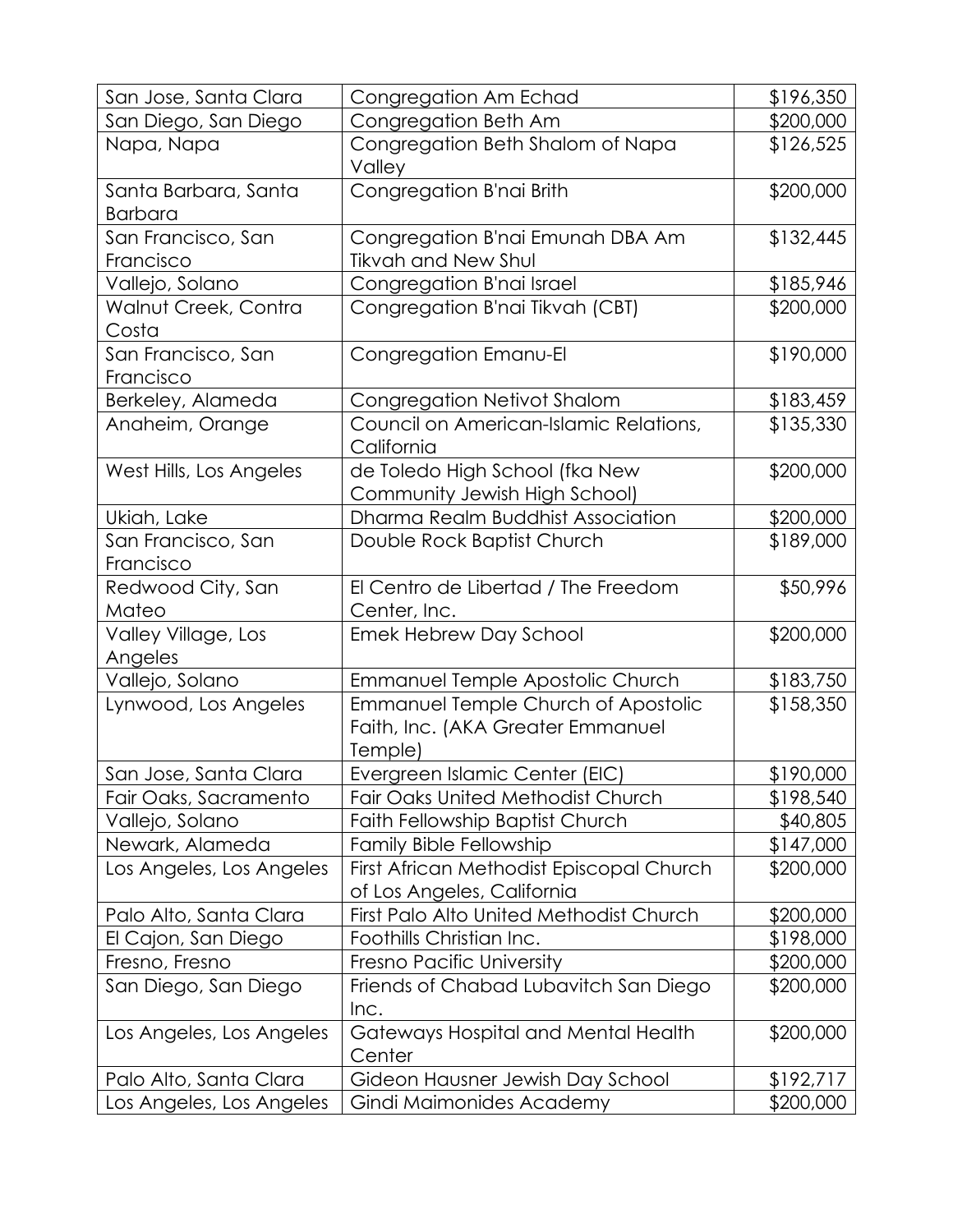| | | |
|---|---|---|
| San Jose, Santa Clara | Congregation Am Echad | $196,350 |
| San Diego, San Diego | Congregation Beth Am | $200,000 |
| Napa, Napa | Congregation Beth Shalom of Napa Valley | $126,525 |
| Santa Barbara, Santa Barbara | Congregation B'nai Brith | $200,000 |
| San Francisco, San Francisco | Congregation B'nai Emunah DBA Am Tikvah and New Shul | $132,445 |
| Vallejo, Solano | Congregation B'nai Israel | $185,946 |
| Walnut Creek, Contra Costa | Congregation B'nai Tikvah (CBT) | $200,000 |
| San Francisco, San Francisco | Congregation Emanu-El | $190,000 |
| Berkeley, Alameda | Congregation Netivot Shalom | $183,459 |
| Anaheim, Orange | Council on American-Islamic Relations, California | $135,330 |
| West Hills, Los Angeles | de Toledo High School (fka New Community Jewish High School) | $200,000 |
| Ukiah, Lake | Dharma Realm Buddhist Association | $200,000 |
| San Francisco, San Francisco | Double Rock Baptist Church | $189,000 |
| Redwood City, San Mateo | El Centro de Libertad / The Freedom Center, Inc. | $50,996 |
| Valley Village, Los Angeles | Emek Hebrew Day School | $200,000 |
| Vallejo, Solano | Emmanuel Temple Apostolic Church | $183,750 |
| Lynwood, Los Angeles | Emmanuel Temple Church of Apostolic Faith, Inc. (AKA Greater Emmanuel Temple) | $158,350 |
| San Jose, Santa Clara | Evergreen Islamic Center (EIC) | $190,000 |
| Fair Oaks, Sacramento | Fair Oaks United Methodist Church | $198,540 |
| Vallejo, Solano | Faith Fellowship Baptist Church | $40,805 |
| Newark, Alameda | Family Bible Fellowship | $147,000 |
| Los Angeles, Los Angeles | First African Methodist Episcopal Church of Los Angeles, California | $200,000 |
| Palo Alto, Santa Clara | First Palo Alto United Methodist Church | $200,000 |
| El Cajon, San Diego | Foothills Christian Inc. | $198,000 |
| Fresno, Fresno | Fresno Pacific University | $200,000 |
| San Diego, San Diego | Friends of Chabad Lubavitch San Diego Inc. | $200,000 |
| Los Angeles, Los Angeles | Gateways Hospital and Mental Health Center | $200,000 |
| Palo Alto, Santa Clara | Gideon Hausner Jewish Day School | $192,717 |
| Los Angeles, Los Angeles | Gindi Maimonides Academy | $200,000 |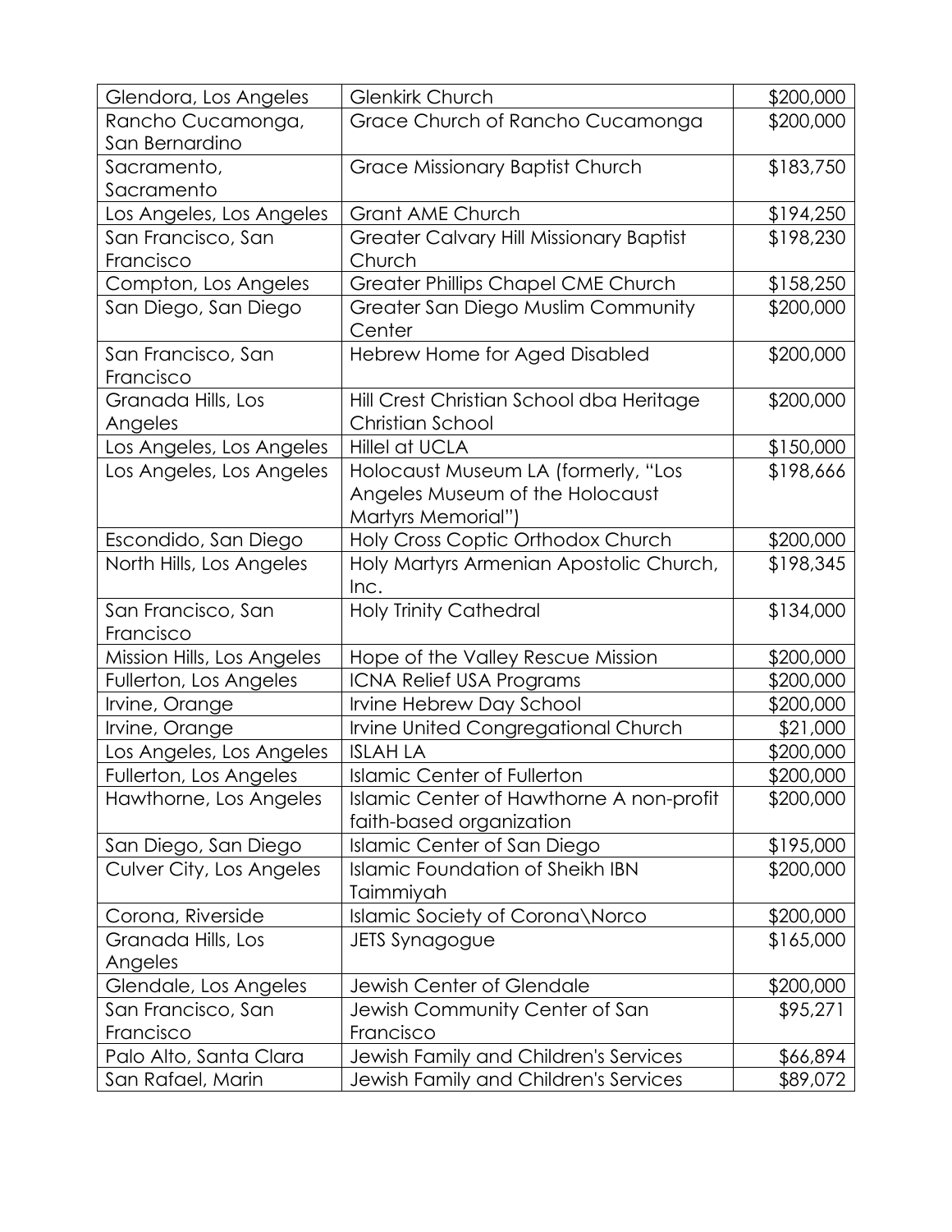| | | |
|---|---|---|
| Glendora, Los Angeles | Glenkirk Church | $200,000 |
| Rancho Cucamonga, San Bernardino | Grace Church of Rancho Cucamonga | $200,000 |
| Sacramento, Sacramento | Grace Missionary Baptist Church | $183,750 |
| Los Angeles, Los Angeles | Grant AME Church | $194,250 |
| San Francisco, San Francisco | Greater Calvary Hill Missionary Baptist Church | $198,230 |
| Compton, Los Angeles | Greater Phillips Chapel CME Church | $158,250 |
| San Diego, San Diego | Greater San Diego Muslim Community Center | $200,000 |
| San Francisco, San Francisco | Hebrew Home for Aged Disabled | $200,000 |
| Granada Hills, Los Angeles | Hill Crest Christian School dba Heritage Christian School | $200,000 |
| Los Angeles, Los Angeles | Hillel at UCLA | $150,000 |
| Los Angeles, Los Angeles | Holocaust Museum LA (formerly, "Los Angeles Museum of the Holocaust Martyrs Memorial") | $198,666 |
| Escondido, San Diego | Holy Cross Coptic Orthodox Church | $200,000 |
| North Hills, Los Angeles | Holy Martyrs Armenian Apostolic Church, Inc. | $198,345 |
| San Francisco, San Francisco | Holy Trinity Cathedral | $134,000 |
| Mission Hills, Los Angeles | Hope of the Valley Rescue Mission | $200,000 |
| Fullerton, Los Angeles | ICNA Relief USA Programs | $200,000 |
| Irvine, Orange | Irvine Hebrew Day School | $200,000 |
| Irvine, Orange | Irvine United Congregational Church | $21,000 |
| Los Angeles, Los Angeles | ISLAH LA | $200,000 |
| Fullerton, Los Angeles | Islamic Center of Fullerton | $200,000 |
| Hawthorne, Los Angeles | Islamic Center of Hawthorne A non-profit faith-based organization | $200,000 |
| San Diego, San Diego | Islamic Center of San Diego | $195,000 |
| Culver City, Los Angeles | Islamic Foundation of Sheikh IBN Taimmiyah | $200,000 |
| Corona, Riverside | Islamic Society of Corona\Norco | $200,000 |
| Granada Hills, Los Angeles | JETS Synagogue | $165,000 |
| Glendale, Los Angeles | Jewish Center of Glendale | $200,000 |
| San Francisco, San Francisco | Jewish Community Center of San Francisco | $95,271 |
| Palo Alto, Santa Clara | Jewish Family and Children's Services | $66,894 |
| San Rafael, Marin | Jewish Family and Children's Services | $89,072 |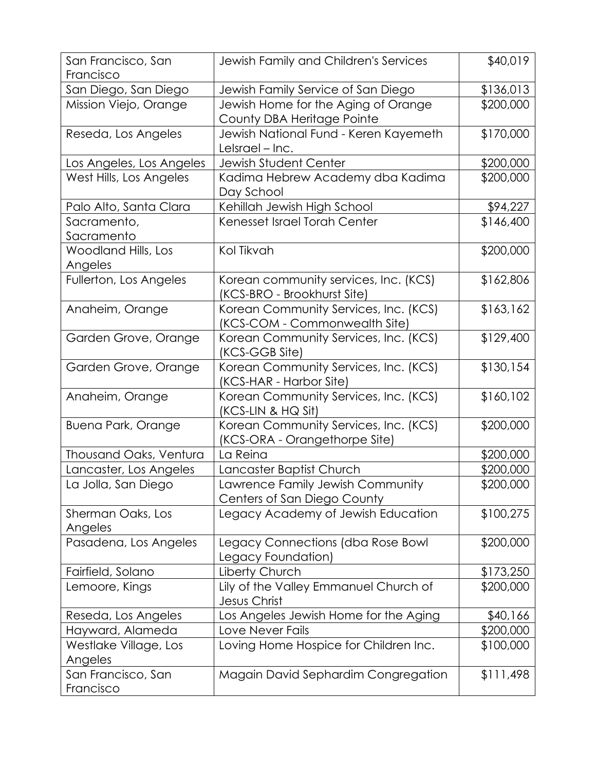| | | |
|---|---|---|
| San Francisco, San Francisco | Jewish Family and Children's Services | $40,019 |
| San Diego, San Diego | Jewish Family Service of San Diego | $136,013 |
| Mission Viejo, Orange | Jewish Home for the Aging of Orange County DBA Heritage Pointe | $200,000 |
| Reseda, Los Angeles | Jewish National Fund - Keren Kayemeth LeIsrael – Inc. | $170,000 |
| Los Angeles, Los Angeles | Jewish Student Center | $200,000 |
| West Hills, Los Angeles | Kadima Hebrew Academy dba Kadima Day School | $200,000 |
| Palo Alto, Santa Clara | Kehillah Jewish High School | $94,227 |
| Sacramento, Sacramento | Kenesset Israel Torah Center | $146,400 |
| Woodland Hills, Los Angeles | Kol Tikvah | $200,000 |
| Fullerton, Los Angeles | Korean community services, Inc. (KCS) (KCS-BRO - Brookhurst Site) | $162,806 |
| Anaheim, Orange | Korean Community Services, Inc. (KCS) (KCS-COM - Commonwealth Site) | $163,162 |
| Garden Grove, Orange | Korean Community Services, Inc. (KCS) (KCS-GGB Site) | $129,400 |
| Garden Grove, Orange | Korean Community Services, Inc. (KCS) (KCS-HAR - Harbor Site) | $130,154 |
| Anaheim, Orange | Korean Community Services, Inc. (KCS) (KCS-LIN & HQ Sit) | $160,102 |
| Buena Park, Orange | Korean Community Services, Inc. (KCS) (KCS-ORA - Orangethorpe Site) | $200,000 |
| Thousand Oaks, Ventura | La Reina | $200,000 |
| Lancaster, Los Angeles | Lancaster Baptist Church | $200,000 |
| La Jolla, San Diego | Lawrence Family Jewish Community Centers of San Diego County | $200,000 |
| Sherman Oaks, Los Angeles | Legacy Academy of Jewish Education | $100,275 |
| Pasadena, Los Angeles | Legacy Connections (dba Rose Bowl Legacy Foundation) | $200,000 |
| Fairfield, Solano | Liberty Church | $173,250 |
| Lemoore, Kings | Lily of the Valley Emmanuel Church of Jesus Christ | $200,000 |
| Reseda, Los Angeles | Los Angeles Jewish Home for the Aging | $40,166 |
| Hayward, Alameda | Love Never Fails | $200,000 |
| Westlake Village, Los Angeles | Loving Home Hospice for Children Inc. | $100,000 |
| San Francisco, San Francisco | Magain David Sephardim Congregation | $111,498 |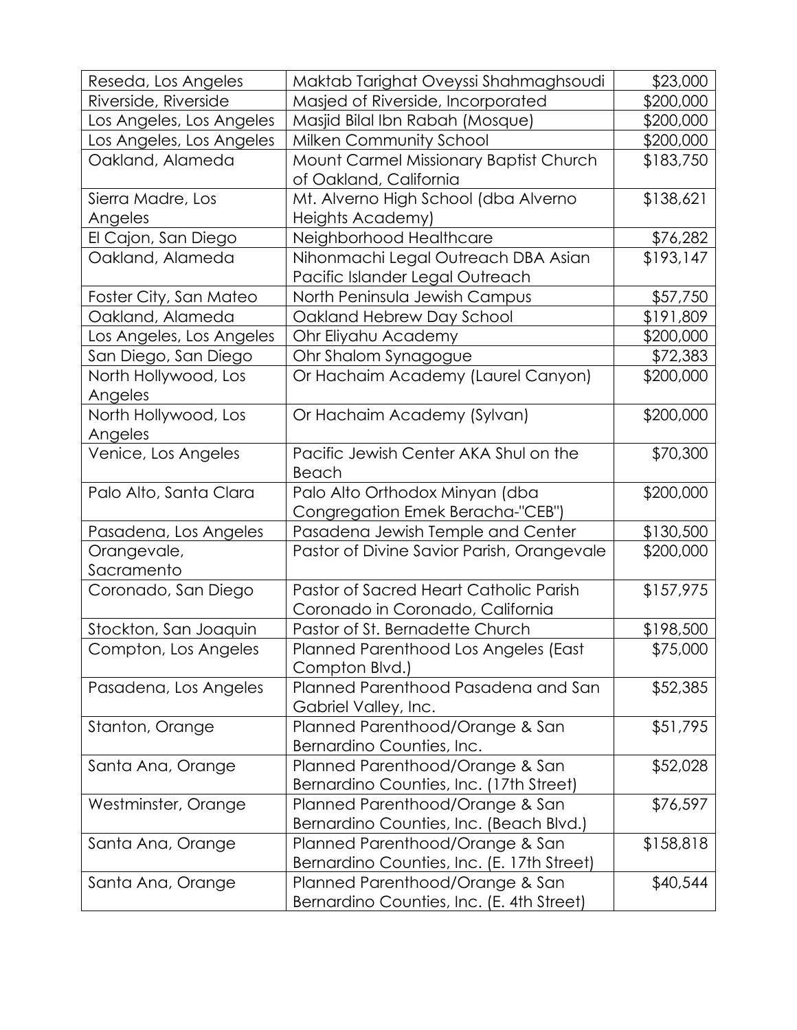| | | |
|---|---|---|
| Reseda, Los Angeles | Maktab Tarighat Oveyssi Shahmaghsoudi | $23,000 |
| Riverside, Riverside | Masjed of Riverside, Incorporated | $200,000 |
| Los Angeles, Los Angeles | Masjid Bilal Ibn Rabah (Mosque) | $200,000 |
| Los Angeles, Los Angeles | Milken Community School | $200,000 |
| Oakland, Alameda | Mount Carmel Missionary Baptist Church of Oakland, California | $183,750 |
| Sierra Madre, Los Angeles | Mt. Alverno High School (dba Alverno Heights Academy) | $138,621 |
| El Cajon, San Diego | Neighborhood Healthcare | $76,282 |
| Oakland, Alameda | Nihonmachi Legal Outreach DBA Asian Pacific Islander Legal Outreach | $193,147 |
| Foster City, San Mateo | North Peninsula Jewish Campus | $57,750 |
| Oakland, Alameda | Oakland Hebrew Day School | $191,809 |
| Los Angeles, Los Angeles | Ohr Eliyahu Academy | $200,000 |
| San Diego, San Diego | Ohr Shalom Synagogue | $72,383 |
| North Hollywood, Los Angeles | Or Hachaim Academy (Laurel Canyon) | $200,000 |
| North Hollywood, Los Angeles | Or Hachaim Academy (Sylvan) | $200,000 |
| Venice, Los Angeles | Pacific Jewish Center AKA Shul on the Beach | $70,300 |
| Palo Alto, Santa Clara | Palo Alto Orthodox Minyan (dba Congregation Emek Beracha-"CEB") | $200,000 |
| Pasadena, Los Angeles | Pasadena Jewish Temple and Center | $130,500 |
| Orangevale, Sacramento | Pastor of Divine Savior Parish, Orangevale | $200,000 |
| Coronado, San Diego | Pastor of Sacred Heart Catholic Parish Coronado in Coronado, California | $157,975 |
| Stockton, San Joaquin | Pastor of St. Bernadette Church | $198,500 |
| Compton, Los Angeles | Planned Parenthood Los Angeles (East Compton Blvd.) | $75,000 |
| Pasadena, Los Angeles | Planned Parenthood Pasadena and San Gabriel Valley, Inc. | $52,385 |
| Stanton, Orange | Planned Parenthood/Orange & San Bernardino Counties, Inc. | $51,795 |
| Santa Ana, Orange | Planned Parenthood/Orange & San Bernardino Counties, Inc. (17th Street) | $52,028 |
| Westminster, Orange | Planned Parenthood/Orange & San Bernardino Counties, Inc. (Beach Blvd.) | $76,597 |
| Santa Ana, Orange | Planned Parenthood/Orange & San Bernardino Counties, Inc. (E. 17th Street) | $158,818 |
| Santa Ana, Orange | Planned Parenthood/Orange & San Bernardino Counties, Inc. (E. 4th Street) | $40,544 |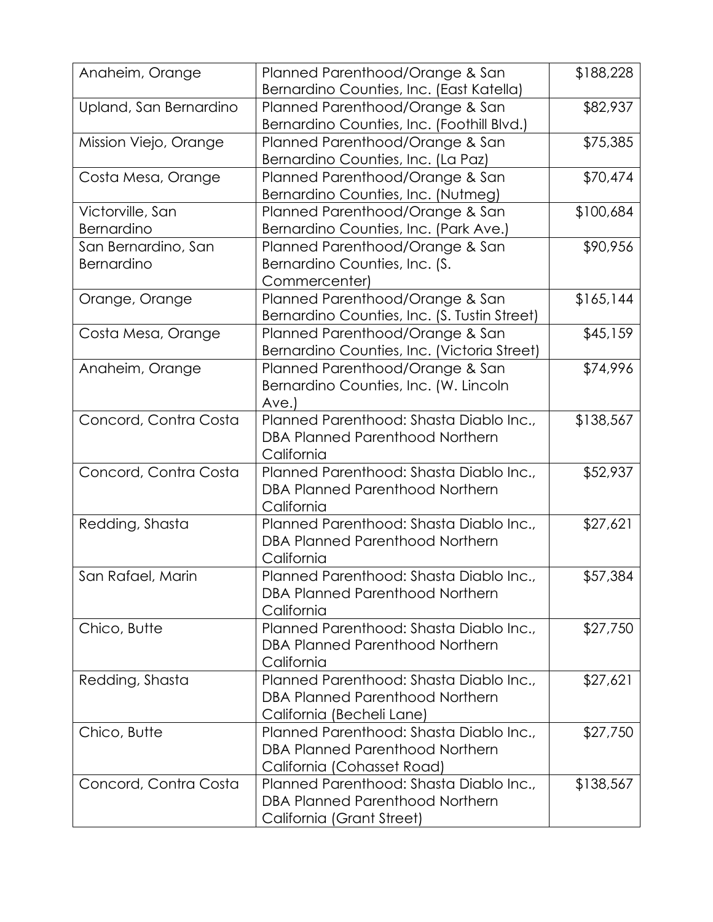| | | |
|---|---|---|
| Anaheim, Orange | Planned Parenthood/Orange & San Bernardino Counties, Inc. (East Katella) | $188,228 |
| Upland, San Bernardino | Planned Parenthood/Orange & San Bernardino Counties, Inc. (Foothill Blvd.) | $82,937 |
| Mission Viejo, Orange | Planned Parenthood/Orange & San Bernardino Counties, Inc. (La Paz) | $75,385 |
| Costa Mesa, Orange | Planned Parenthood/Orange & San Bernardino Counties, Inc. (Nutmeg) | $70,474 |
| Victorville, San Bernardino | Planned Parenthood/Orange & San Bernardino Counties, Inc. (Park Ave.) | $100,684 |
| San Bernardino, San Bernardino | Planned Parenthood/Orange & San Bernardino Counties, Inc. (S. Commercenter) | $90,956 |
| Orange, Orange | Planned Parenthood/Orange & San Bernardino Counties, Inc. (S. Tustin Street) | $165,144 |
| Costa Mesa, Orange | Planned Parenthood/Orange & San Bernardino Counties, Inc. (Victoria Street) | $45,159 |
| Anaheim, Orange | Planned Parenthood/Orange & San Bernardino Counties, Inc. (W. Lincoln Ave.) | $74,996 |
| Concord, Contra Costa | Planned Parenthood: Shasta Diablo Inc., DBA Planned Parenthood Northern California | $138,567 |
| Concord, Contra Costa | Planned Parenthood: Shasta Diablo Inc., DBA Planned Parenthood Northern California | $52,937 |
| Redding, Shasta | Planned Parenthood: Shasta Diablo Inc., DBA Planned Parenthood Northern California | $27,621 |
| San Rafael, Marin | Planned Parenthood: Shasta Diablo Inc., DBA Planned Parenthood Northern California | $57,384 |
| Chico, Butte | Planned Parenthood: Shasta Diablo Inc., DBA Planned Parenthood Northern California | $27,750 |
| Redding, Shasta | Planned Parenthood: Shasta Diablo Inc., DBA Planned Parenthood Northern California (Becheli Lane) | $27,621 |
| Chico, Butte | Planned Parenthood: Shasta Diablo Inc., DBA Planned Parenthood Northern California (Cohasset Road) | $27,750 |
| Concord, Contra Costa | Planned Parenthood: Shasta Diablo Inc., DBA Planned Parenthood Northern California (Grant Street) | $138,567 |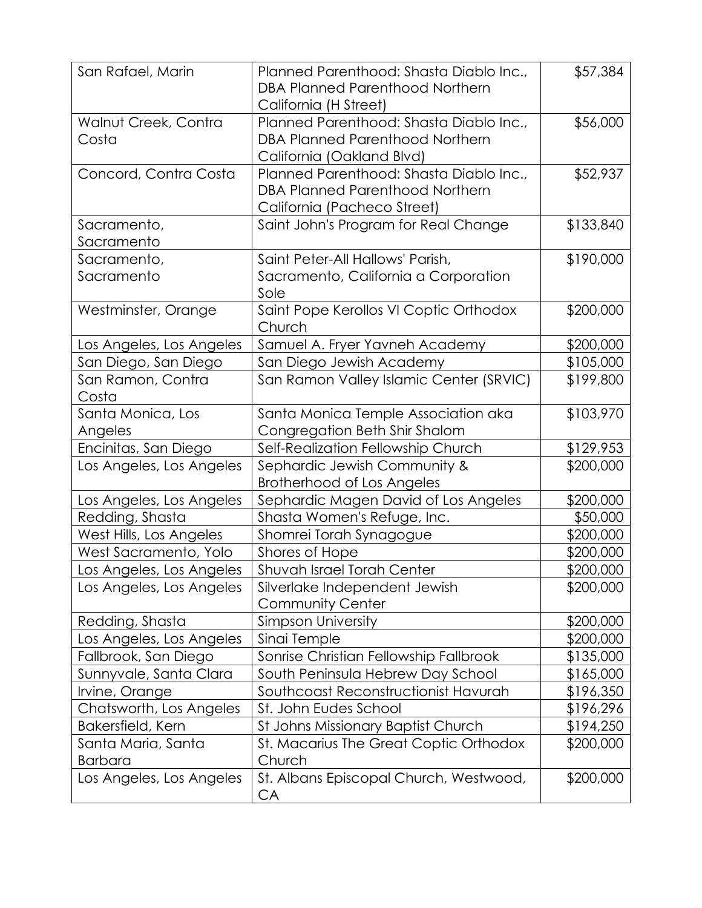| | | |
|---|---|---|
| San Rafael, Marin | Planned Parenthood: Shasta Diablo Inc., DBA Planned Parenthood Northern California (H Street) | $57,384 |
| Walnut Creek, Contra Costa | Planned Parenthood: Shasta Diablo Inc., DBA Planned Parenthood Northern California (Oakland Blvd) | $56,000 |
| Concord, Contra Costa | Planned Parenthood: Shasta Diablo Inc., DBA Planned Parenthood Northern California (Pacheco Street) | $52,937 |
| Sacramento, Sacramento | Saint John's Program for Real Change | $133,840 |
| Sacramento, Sacramento | Saint Peter-All Hallows' Parish, Sacramento, California a Corporation Sole | $190,000 |
| Westminster, Orange | Saint Pope Kerollos VI Coptic Orthodox Church | $200,000 |
| Los Angeles, Los Angeles | Samuel A. Fryer Yavneh Academy | $200,000 |
| San Diego, San Diego | San Diego Jewish Academy | $105,000 |
| San Ramon, Contra Costa | San Ramon Valley Islamic Center (SRVIC) | $199,800 |
| Santa Monica, Los Angeles | Santa Monica Temple Association aka Congregation Beth Shir Shalom | $103,970 |
| Encinitas, San Diego | Self-Realization Fellowship Church | $129,953 |
| Los Angeles, Los Angeles | Sephardic Jewish Community & Brotherhood of Los Angeles | $200,000 |
| Los Angeles, Los Angeles | Sephardic Magen David of Los Angeles | $200,000 |
| Redding, Shasta | Shasta Women's Refuge, Inc. | $50,000 |
| West Hills, Los Angeles | Shomrei Torah Synagogue | $200,000 |
| West Sacramento, Yolo | Shores of Hope | $200,000 |
| Los Angeles, Los Angeles | Shuvah Israel Torah Center | $200,000 |
| Los Angeles, Los Angeles | Silverlake Independent Jewish Community Center | $200,000 |
| Redding, Shasta | Simpson University | $200,000 |
| Los Angeles, Los Angeles | Sinai Temple | $200,000 |
| Fallbrook, San Diego | Sonrise Christian Fellowship Fallbrook | $135,000 |
| Sunnyvale, Santa Clara | South Peninsula Hebrew Day School | $165,000 |
| Irvine, Orange | Southcoast Reconstructionist Havurah | $196,350 |
| Chatsworth, Los Angeles | St. John Eudes School | $196,296 |
| Bakersfield, Kern | St Johns Missionary Baptist Church | $194,250 |
| Santa Maria, Santa Barbara | St. Macarius The Great Coptic Orthodox Church | $200,000 |
| Los Angeles, Los Angeles | St. Albans Episcopal Church, Westwood, CA | $200,000 |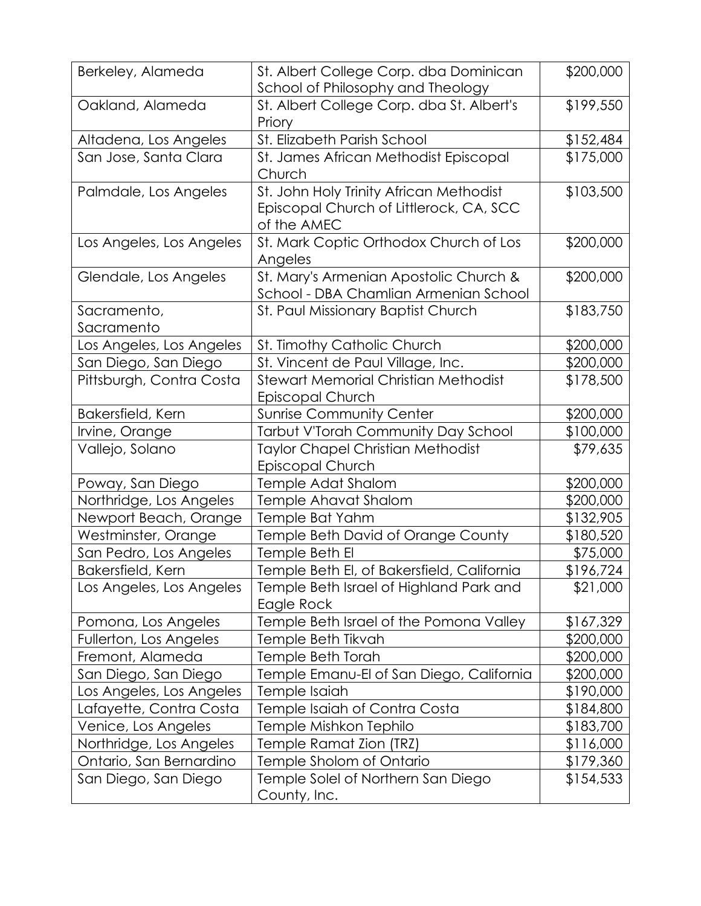| | | |
|---|---|---|
| Berkeley, Alameda | St. Albert College Corp. dba Dominican School of Philosophy and Theology | $200,000 |
| Oakland, Alameda | St. Albert College Corp. dba St. Albert's Priory | $199,550 |
| Altadena, Los Angeles | St. Elizabeth Parish School | $152,484 |
| San Jose, Santa Clara | St. James African Methodist Episcopal Church | $175,000 |
| Palmdale, Los Angeles | St. John Holy Trinity African Methodist Episcopal Church of Littlerock, CA, SCC of the AMEC | $103,500 |
| Los Angeles, Los Angeles | St. Mark Coptic Orthodox Church of Los Angeles | $200,000 |
| Glendale, Los Angeles | St. Mary's Armenian Apostolic Church & School - DBA Chamlian Armenian School | $200,000 |
| Sacramento, Sacramento | St. Paul Missionary Baptist Church | $183,750 |
| Los Angeles, Los Angeles | St. Timothy Catholic Church | $200,000 |
| San Diego, San Diego | St. Vincent de Paul Village, Inc. | $200,000 |
| Pittsburgh, Contra Costa | Stewart Memorial Christian Methodist Episcopal Church | $178,500 |
| Bakersfield, Kern | Sunrise Community Center | $200,000 |
| Irvine, Orange | Tarbut V'Torah Community Day School | $100,000 |
| Vallejo, Solano | Taylor Chapel Christian Methodist Episcopal Church | $79,635 |
| Poway, San Diego | Temple Adat Shalom | $200,000 |
| Northridge, Los Angeles | Temple Ahavat Shalom | $200,000 |
| Newport Beach, Orange | Temple Bat Yahm | $132,905 |
| Westminster, Orange | Temple Beth David of Orange County | $180,520 |
| San Pedro, Los Angeles | Temple Beth El | $75,000 |
| Bakersfield, Kern | Temple Beth El, of Bakersfield, California | $196,724 |
| Los Angeles, Los Angeles | Temple Beth Israel of Highland Park and Eagle Rock | $21,000 |
| Pomona, Los Angeles | Temple Beth Israel of the Pomona Valley | $167,329 |
| Fullerton, Los Angeles | Temple Beth Tikvah | $200,000 |
| Fremont, Alameda | Temple Beth Torah | $200,000 |
| San Diego, San Diego | Temple Emanu-El of San Diego, California | $200,000 |
| Los Angeles, Los Angeles | Temple Isaiah | $190,000 |
| Lafayette, Contra Costa | Temple Isaiah of Contra Costa | $184,800 |
| Venice, Los Angeles | Temple Mishkon Tephilo | $183,700 |
| Northridge, Los Angeles | Temple Ramat Zion (TRZ) | $116,000 |
| Ontario, San Bernardino | Temple Sholom of Ontario | $179,360 |
| San Diego, San Diego | Temple Solel of Northern San Diego County, Inc. | $154,533 |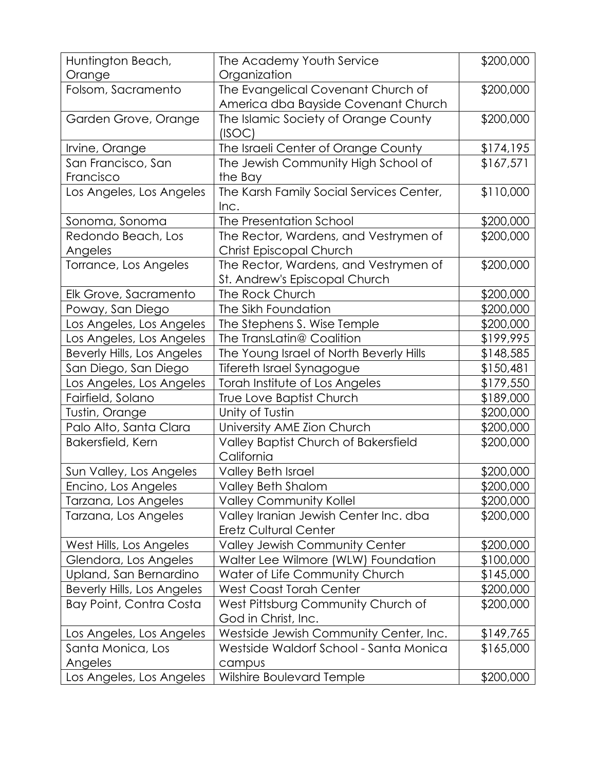| | | |
|---|---|---|
| Huntington Beach, Orange | The Academy Youth Service Organization | $200,000 |
| Folsom, Sacramento | The Evangelical Covenant Church of America dba Bayside Covenant Church | $200,000 |
| Garden Grove, Orange | The Islamic Society of Orange County (ISOC) | $200,000 |
| Irvine, Orange | The Israeli Center of Orange County | $174,195 |
| San Francisco, San Francisco | The Jewish Community High School of the Bay | $167,571 |
| Los Angeles, Los Angeles | The Karsh Family Social Services Center, Inc. | $110,000 |
| Sonoma, Sonoma | The Presentation School | $200,000 |
| Redondo Beach, Los Angeles | The Rector, Wardens, and Vestrymen of Christ Episcopal Church | $200,000 |
| Torrance, Los Angeles | The Rector, Wardens, and Vestrymen of St. Andrew's Episcopal Church | $200,000 |
| Elk Grove, Sacramento | The Rock Church | $200,000 |
| Poway, San Diego | The Sikh Foundation | $200,000 |
| Los Angeles, Los Angeles | The Stephens S. Wise Temple | $200,000 |
| Los Angeles, Los Angeles | The TransLatin@ Coalition | $199,995 |
| Beverly Hills, Los Angeles | The Young Israel of North Beverly Hills | $148,585 |
| San Diego, San Diego | Tifereth Israel Synagogue | $150,481 |
| Los Angeles, Los Angeles | Torah Institute of Los Angeles | $179,550 |
| Fairfield, Solano | True Love Baptist Church | $189,000 |
| Tustin, Orange | Unity of Tustin | $200,000 |
| Palo Alto, Santa Clara | University AME Zion Church | $200,000 |
| Bakersfield, Kern | Valley Baptist Church of Bakersfield California | $200,000 |
| Sun Valley, Los Angeles | Valley Beth Israel | $200,000 |
| Encino, Los Angeles | Valley Beth Shalom | $200,000 |
| Tarzana, Los Angeles | Valley Community Kollel | $200,000 |
| Tarzana, Los Angeles | Valley Iranian Jewish Center Inc. dba Eretz Cultural Center | $200,000 |
| West Hills, Los Angeles | Valley Jewish Community Center | $200,000 |
| Glendora, Los Angeles | Walter Lee Wilmore (WLW) Foundation | $100,000 |
| Upland, San Bernardino | Water of Life Community Church | $145,000 |
| Beverly Hills, Los Angeles | West Coast Torah Center | $200,000 |
| Bay Point, Contra Costa | West Pittsburg Community Church of God in Christ, Inc. | $200,000 |
| Los Angeles, Los Angeles | Westside Jewish Community Center, Inc. | $149,765 |
| Santa Monica, Los Angeles | Westside Waldorf School - Santa Monica campus | $165,000 |
| Los Angeles, Los Angeles | Wilshire Boulevard Temple | $200,000 |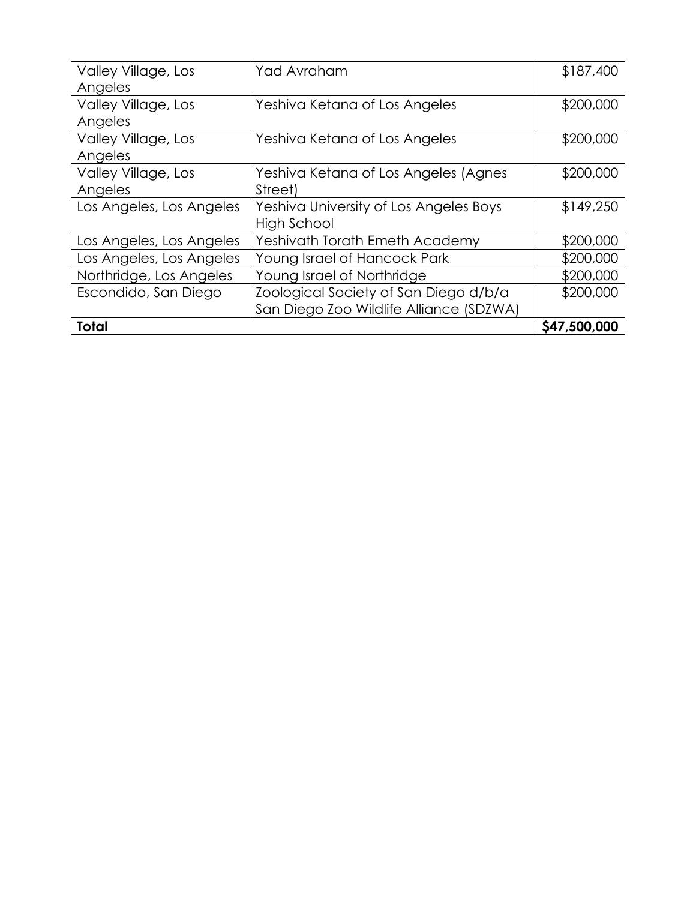| | | |
|---|---|---|
| Valley Village, Los Angeles | Yad Avraham | $187,400 |
| Valley Village, Los Angeles | Yeshiva Ketana of Los Angeles | $200,000 |
| Valley Village, Los Angeles | Yeshiva Ketana of Los Angeles | $200,000 |
| Valley Village, Los Angeles | Yeshiva Ketana of Los Angeles (Agnes Street) | $200,000 |
| Los Angeles, Los Angeles | Yeshiva University of Los Angeles Boys High School | $149,250 |
| Los Angeles, Los Angeles | Yeshivath Torath Emeth Academy | $200,000 |
| Los Angeles, Los Angeles | Young Israel of Hancock Park | $200,000 |
| Northridge, Los Angeles | Young Israel of Northridge | $200,000 |
| Escondido, San Diego | Zoological Society of San Diego d/b/a San Diego Zoo Wildlife Alliance (SDZWA) | $200,000 |
| **Total** | | **$47,500,000** |